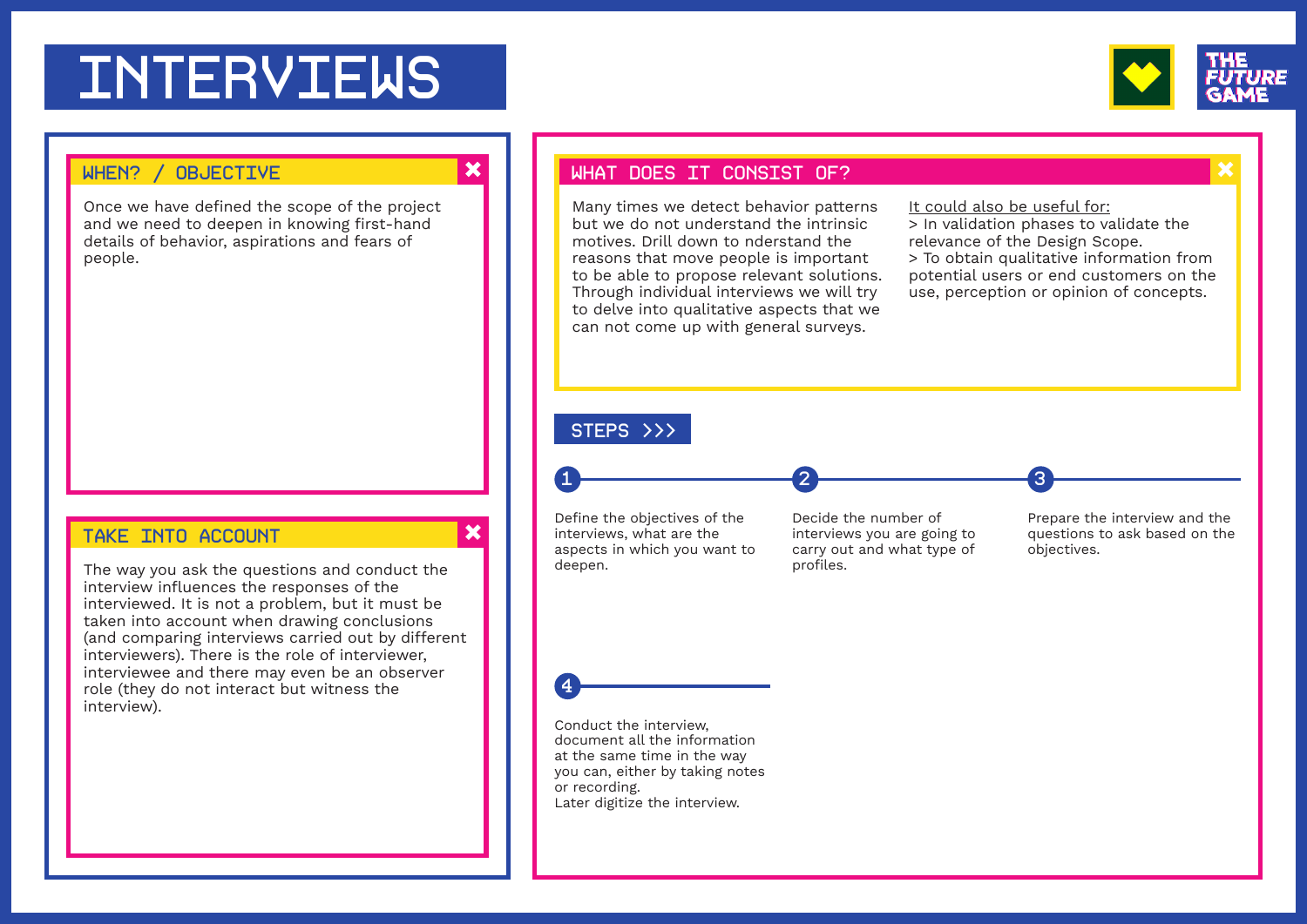# INTERVIEWS

THE FUTURE GAME

## WHEN? / OBJECTIVE

Once we have defined the scope of the project and we need to deepen in knowing first-hand details of behavior, aspirations and fears of people.

## TAKE INTO ACCOUNT

The way you ask the questions and conduct the interview influences the responses of the interviewed. It is not a problem, but it must be taken into account when drawing conclusions (and comparing interviews carried out by different interviewers). There is the role of interviewer, interviewee and there may even be an observer role (they do not interact but witness the interview).

## WHAT DOES IT CONSIST OF?

Many times we detect behavior patterns but we do not understand the intrinsic motives. Drill down to nderstand the reasons that move people is important to be able to propose relevant solutions. Through individual interviews we will try to delve into qualitative aspects that we can not come up with general surveys.

It could also be useful for:

> In validation phases to validate the relevance of the Design Scope.

> To obtain qualitative information from potential users or end customers on the use, perception or opinion of concepts.

## STEPS >>>

1. Define the objectives of the interviews, what are the aspects in which you want to deepen.
2. Decide the number of interviews you are going to carry out and what type of profiles.
3. Prepare the interview and the questions to ask based on the objectives.
4. Conduct the interview, document all the information at the same time in the way you can, either by taking notes or recording.
   Later digitize the interview.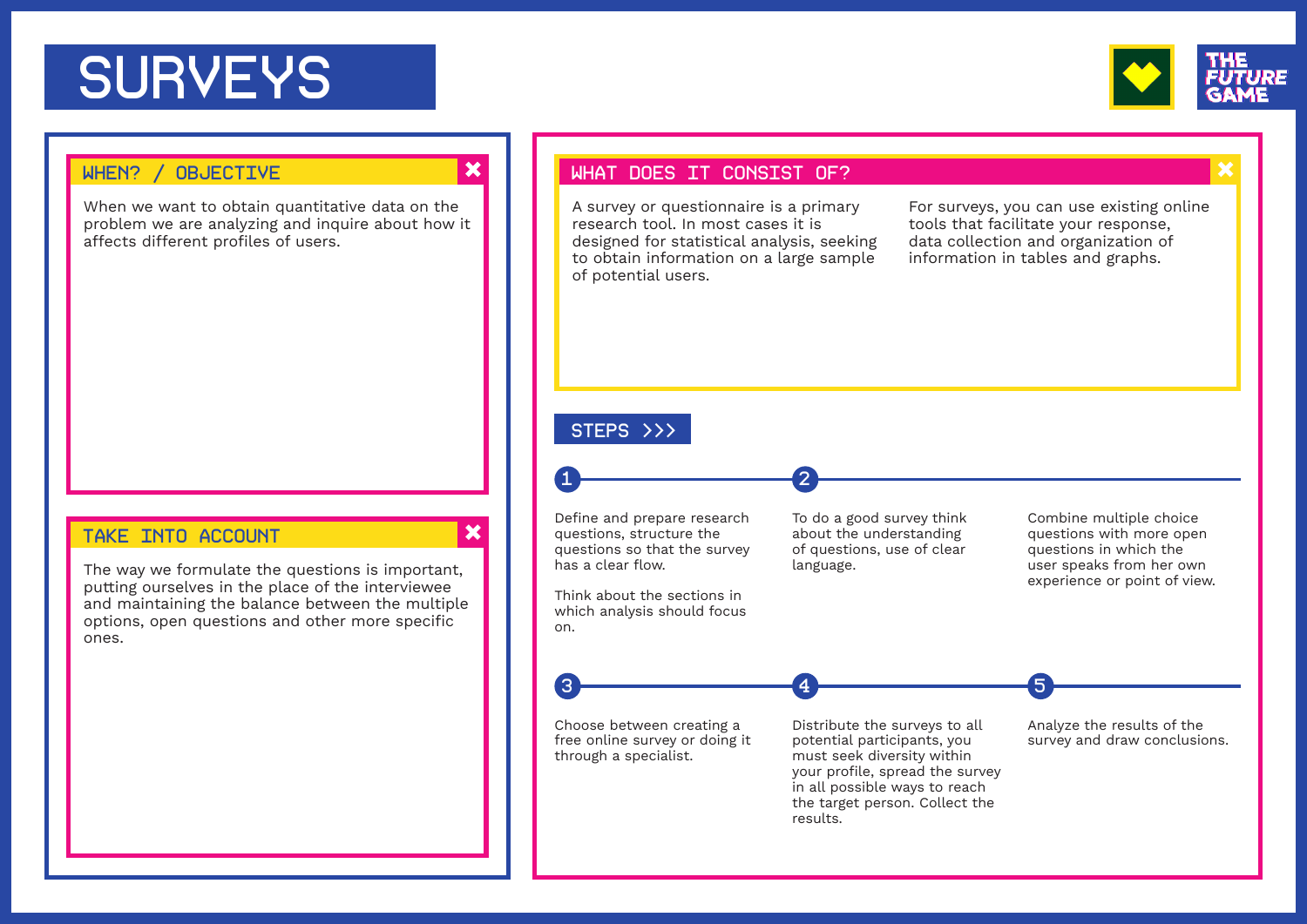# SURVEYS

THE FUTURE GAME

## WHEN? / OBJECTIVE

When we want to obtain quantitative data on the problem we are analyzing and inquire about how it affects different profiles of users.

## TAKE INTO ACCOUNT

The way we formulate the questions is important, putting ourselves in the place of the interviewee and maintaining the balance between the multiple options, open questions and other more specific ones.

## WHAT DOES IT CONSIST OF?

A survey or questionnaire is a primary research tool. In most cases it is designed for statistical analysis, seeking to obtain information on a large sample of potential users.

For surveys, you can use existing online tools that facilitate your response, data collection and organization of information in tables and graphs.

## STEPS >>>

1. Define and prepare research questions, structure the questions so that the survey has a clear flow.

   Think about the sections in which analysis should focus on.

2. To do a good survey think about the understanding of questions, use of clear language.

   Combine multiple choice questions with more open questions in which the user speaks from her own experience or point of view.

3. Choose between creating a free online survey or doing it through a specialist.

4. Distribute the surveys to all potential participants, you must seek diversity within your profile, spread the survey in all possible ways to reach the target person. Collect the results.

5. Analyze the results of the survey and draw conclusions.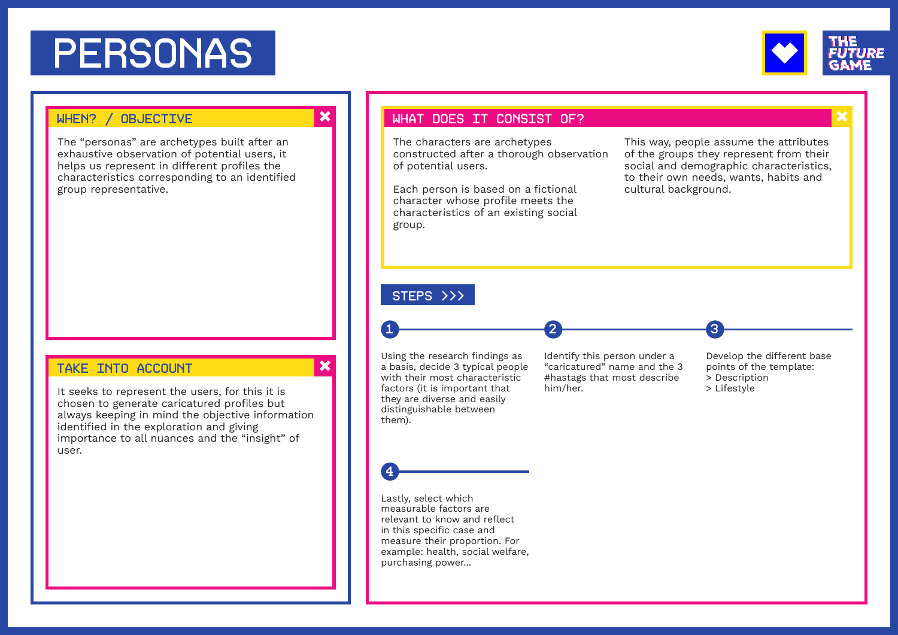# PERSONAS

THE FUTURE GAME

## WHEN? / OBJECTIVE

The "personas" are archetypes built after an exhaustive observation of potential users, it helps us represent in different profiles the characteristics corresponding to an identified group representative.

## TAKE INTO ACCOUNT

It seeks to represent the users, for this it is chosen to generate caricatured profiles but always keeping in mind the objective information identified in the exploration and giving importance to all nuances and the "insight" of user.

## WHAT DOES IT CONSIST OF?

The characters are archetypes constructed after a thorough observation of potential users.

Each person is based on a fictional character whose profile meets the characteristics of an existing social group.

This way, people assume the attributes of the groups they represent from their social and demographic characteristics, to their own needs, wants, habits and cultural background.

## STEPS >>>

1. Using the research findings as a basis, decide 3 typical people with their most characteristic factors (it is important that they are diverse and easily distinguishable between them).

2. Identify this person under a "caricatured" name and the 3 #hastags that most describe him/her.

3. Develop the different base points of the template:
   > Description
   > Lifestyle

4. Lastly, select which measurable factors are relevant to know and reflect in this specific case and measure their proportion. For example: health, social welfare, purchasing power...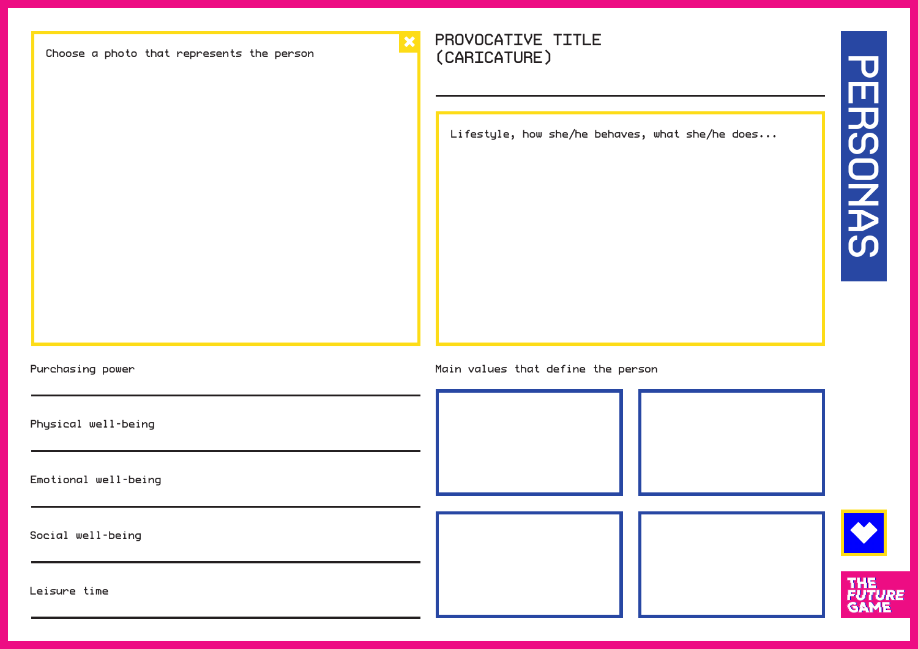# PERSONAS

Choose a photo that represents the person

PROVOCATIVE TITLE
(CARICATURE)

Lifestyle, how she/he behaves, what she/he does...

Purchasing power

Physical well-being

Emotional well-being

Social well-being

Leisure time

Main values that define the person

THE FUTURE GAME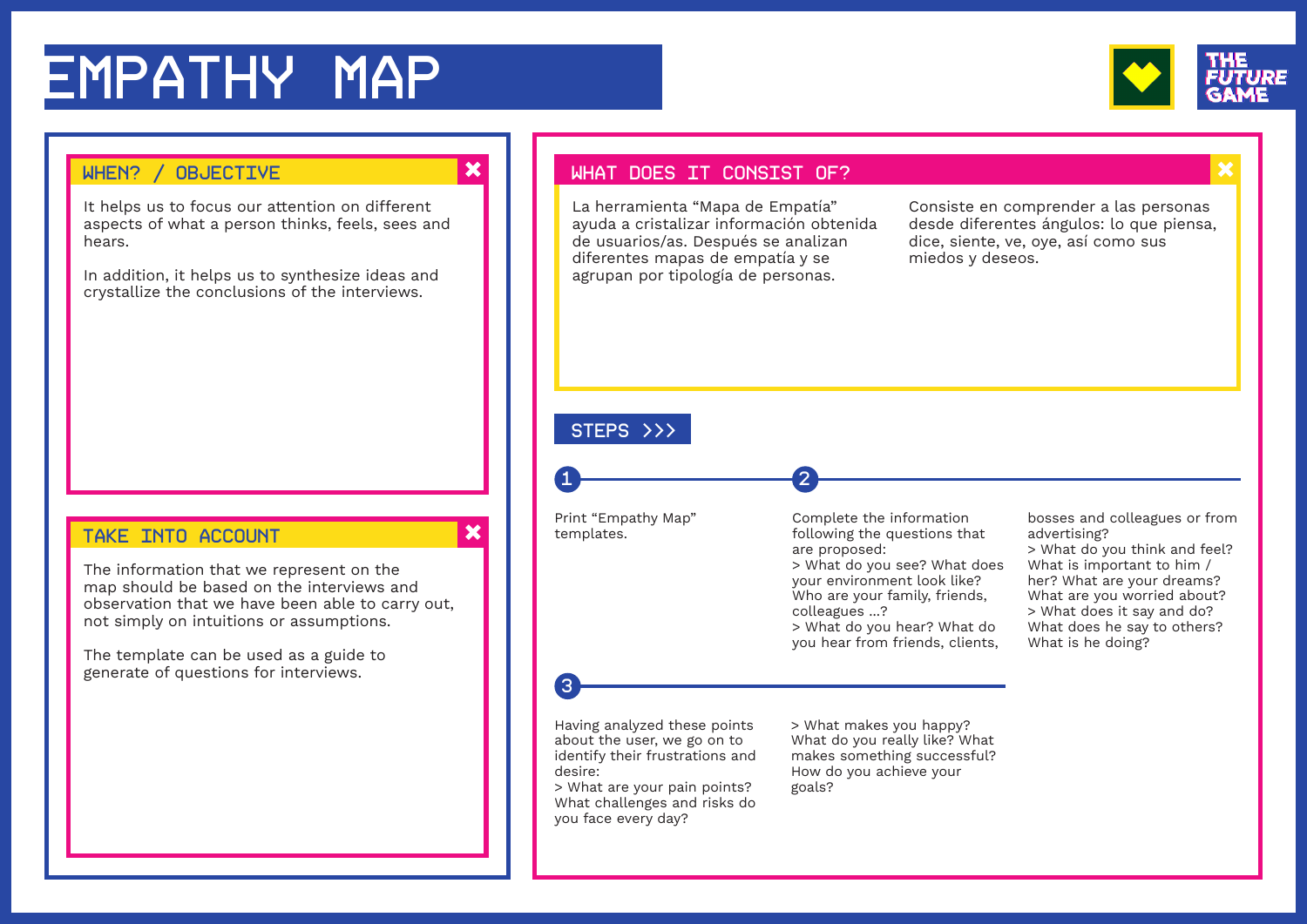# EMPATHY MAP

THE FUTURE GAME

## WHEN? / OBJECTIVE

It helps us to focus our attention on different aspects of what a person thinks, feels, sees and hears.

In addition, it helps us to synthesize ideas and crystallize the conclusions of the interviews.

## TAKE INTO ACCOUNT

The information that we represent on the map should be based on the interviews and observation that we have been able to carry out, not simply on intuitions or assumptions.

The template can be used as a guide to generate of questions for interviews.

## WHAT DOES IT CONSIST OF?

La herramienta "Mapa de Empatía" ayuda a cristalizar información obtenida de usuarios/as. Después se analizan diferentes mapas de empatía y se agrupan por tipología de personas.

Consiste en comprender a las personas desde diferentes ángulos: lo que piensa, dice, siente, ve, oye, así como sus miedos y deseos.

## STEPS >>>

**1**

Print "Empathy Map" templates.

**2**

Complete the information following the questions that are proposed:

> What do you see? What does your environment look like? Who are your family, friends, colleagues ...?

> What do you hear? What do you hear from friends, clients, bosses and colleagues or from advertising?

> What do you think and feel? What is important to him / her? What are your dreams? What are you worried about?

> What does it say and do? What does he say to others? What is he doing?

**3**

Having analyzed these points about the user, we go on to identify their frustrations and desire:

> What are your pain points? What challenges and risks do you face every day?

> What makes you happy? What do you really like? What makes something successful? How do you achieve your goals?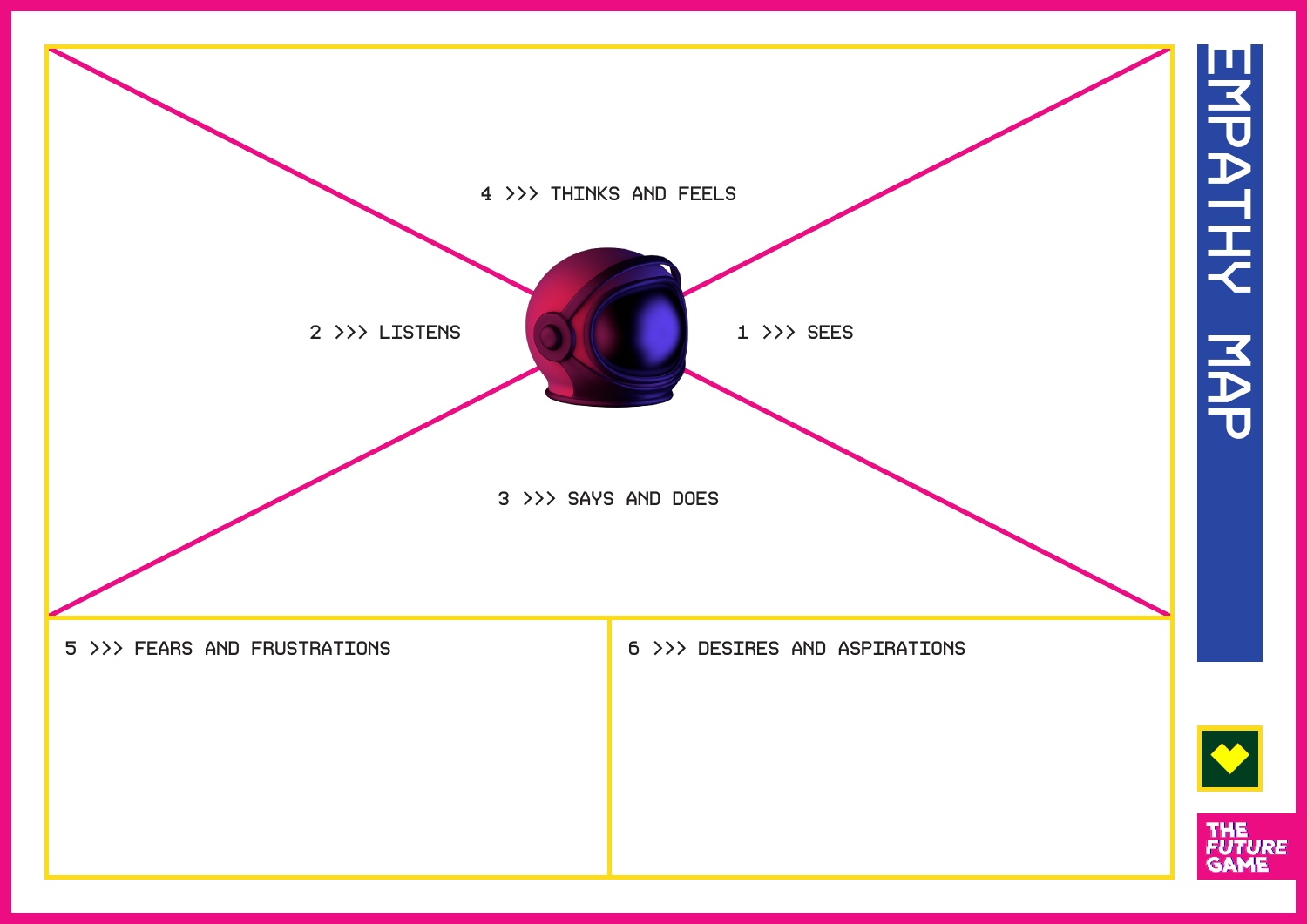# EMPATHY MAP

4 >>> THINKS AND FEELS

2 >>> LISTENS

1 >>> SEES

3 >>> SAYS AND DOES

5 >>> FEARS AND FRUSTRATIONS

6 >>> DESIRES AND ASPIRATIONS

THE FUTURE GAME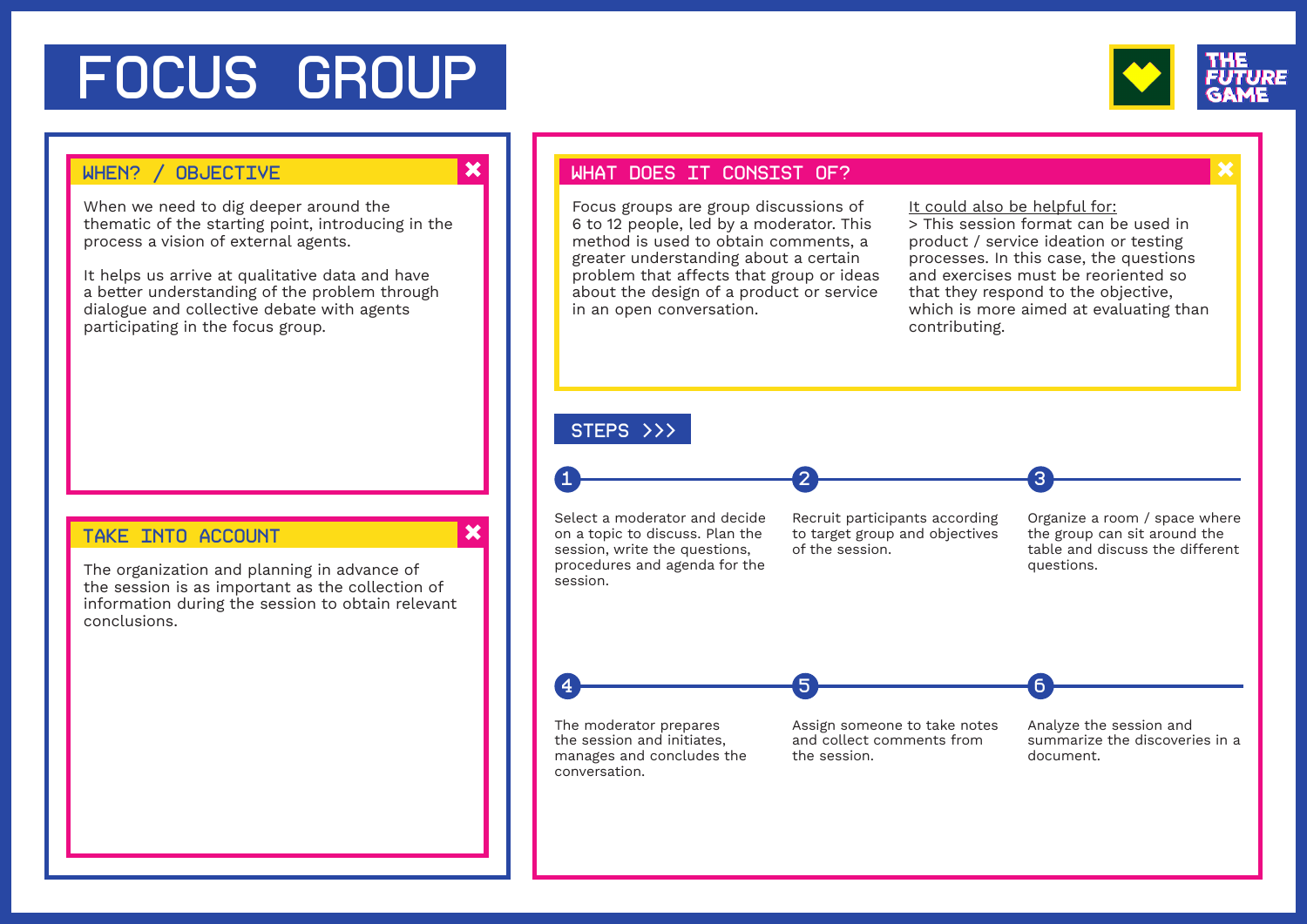# FOCUS GROUP

THE FUTURE GAME

## WHEN? / OBJECTIVE

When we need to dig deeper around the thematic of the starting point, introducing in the process a vision of external agents.

It helps us arrive at qualitative data and have a better understanding of the problem through dialogue and collective debate with agents participating in the focus group.

## TAKE INTO ACCOUNT

The organization and planning in advance of the session is as important as the collection of information during the session to obtain relevant conclusions.

## WHAT DOES IT CONSIST OF?

Focus groups are group discussions of 6 to 12 people, led by a moderator. This method is used to obtain comments, a greater understanding about a certain problem that affects that group or ideas about the design of a product or service in an open conversation.

It could also be helpful for:

> This session format can be used in product / service ideation or testing processes. In this case, the questions and exercises must be reoriented so that they respond to the objective, which is more aimed at evaluating than contributing.

## STEPS >>>

1. Select a moderator and decide on a topic to discuss. Plan the session, write the questions, procedures and agenda for the session.
2. Recruit participants according to target group and objectives of the session.
3. Organize a room / space where the group can sit around the table and discuss the different questions.
4. The moderator prepares the session and initiates, manages and concludes the conversation.
5. Assign someone to take notes and collect comments from the session.
6. Analyze the session and summarize the discoveries in a document.